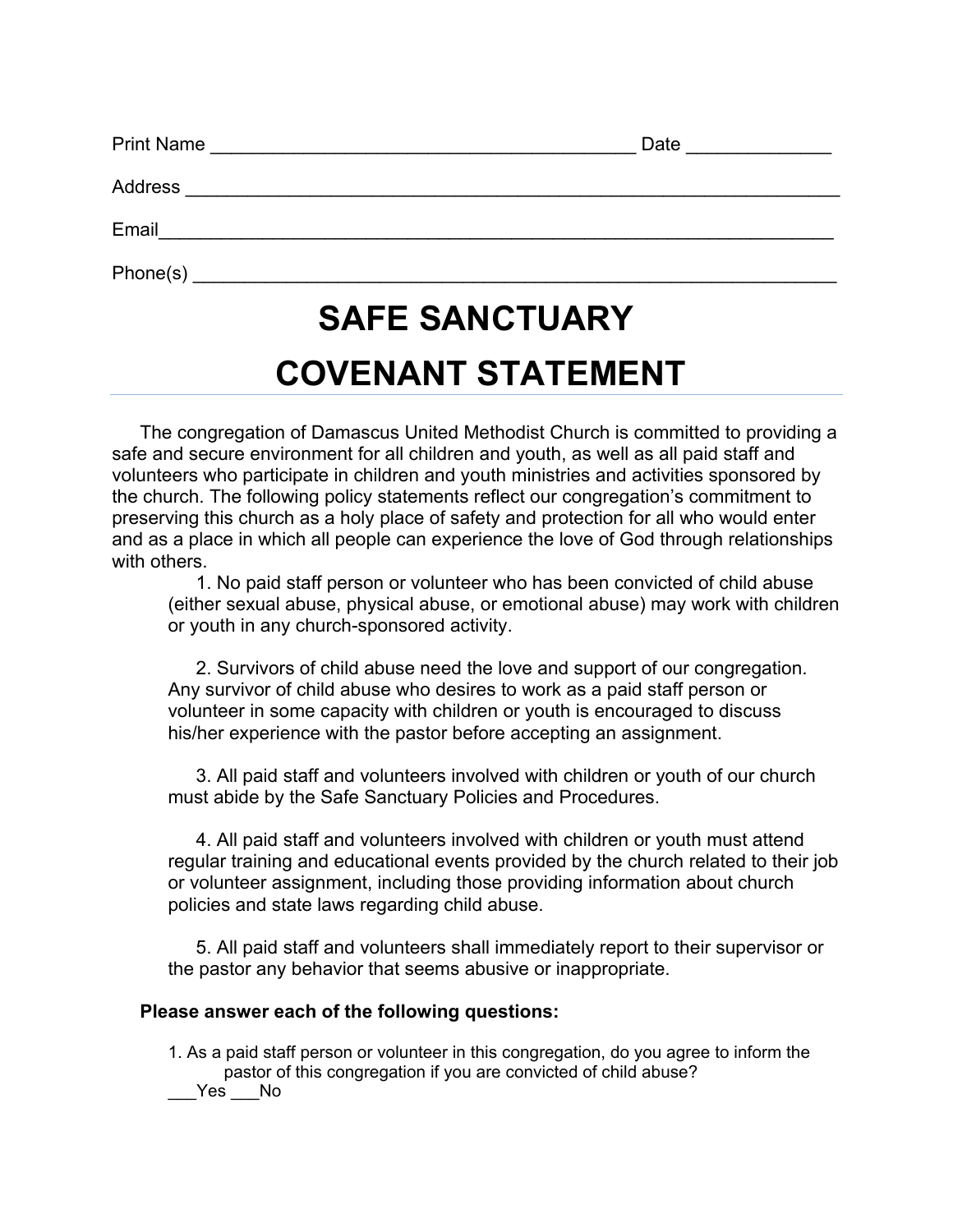Print Name ________________________________________ Date ______________

Address ________________________________________________________________

Email__________________________________________________________________

Phone(s) _______________________________________________________________

# SAFE SANCTUARY COVENANT STATEMENT

The congregation of Damascus United Methodist Church is committed to providing a safe and secure environment for all children and youth, as well as all paid staff and volunteers who participate in children and youth ministries and activities sponsored by the church. The following policy statements reflect our congregation's commitment to preserving this church as a holy place of safety and protection for all who would enter and as a place in which all people can experience the love of God through relationships with others.

1. No paid staff person or volunteer who has been convicted of child abuse (either sexual abuse, physical abuse, or emotional abuse) may work with children or youth in any church-sponsored activity.

2. Survivors of child abuse need the love and support of our congregation. Any survivor of child abuse who desires to work as a paid staff person or volunteer in some capacity with children or youth is encouraged to discuss his/her experience with the pastor before accepting an assignment.

3. All paid staff and volunteers involved with children or youth of our church must abide by the Safe Sanctuary Policies and Procedures.

4. All paid staff and volunteers involved with children or youth must attend regular training and educational events provided by the church related to their job or volunteer assignment, including those providing information about church policies and state laws regarding child abuse.

5. All paid staff and volunteers shall immediately report to their supervisor or the pastor any behavior that seems abusive or inappropriate.

**Please answer each of the following questions:**

1. As a paid staff person or volunteer in this congregation, do you agree to inform the pastor of this congregation if you are convicted of child abuse?

___Yes ___No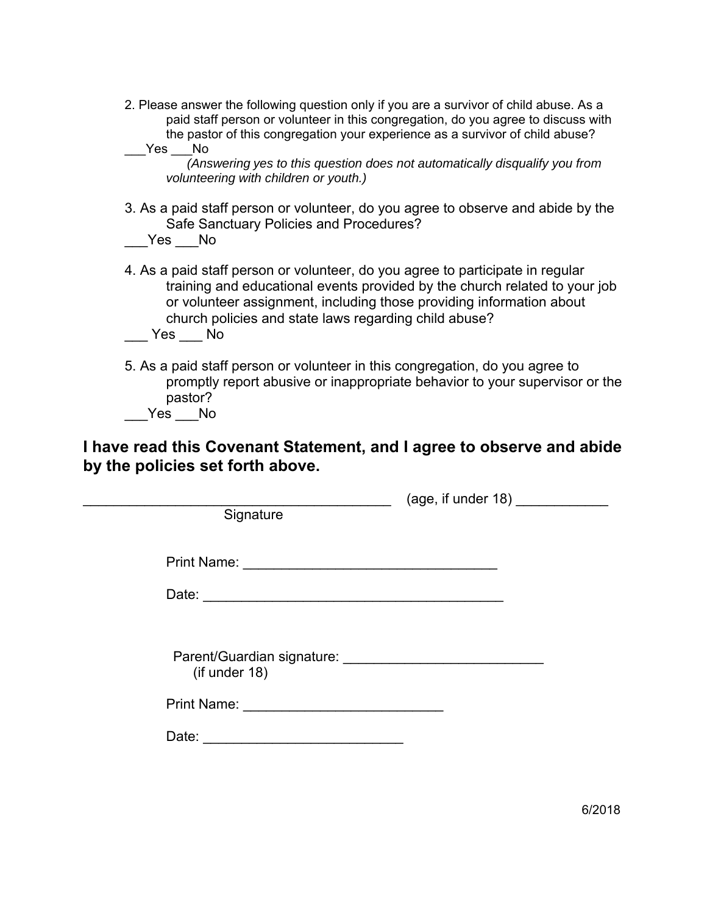2. Please answer the following question only if you are a survivor of child abuse. As a paid staff person or volunteer in this congregation, do you agree to discuss with the pastor of this congregation your experience as a survivor of child abuse?

___Yes ___No

*(Answering yes to this question does not automatically disqualify you from volunteering with children or youth.)*

3. As a paid staff person or volunteer, do you agree to observe and abide by the Safe Sanctuary Policies and Procedures?

___Yes ___No

4. As a paid staff person or volunteer, do you agree to participate in regular training and educational events provided by the church related to your job or volunteer assignment, including those providing information about church policies and state laws regarding child abuse?

___ Yes ___ No

5. As a paid staff person or volunteer in this congregation, do you agree to promptly report abusive or inappropriate behavior to your supervisor or the pastor?

___Yes ___No

**I have read this Covenant Statement, and I agree to observe and abide by the policies set forth above.**

_________________________________________ (age, if under 18) ____________

Signature

Print Name: _________________________________

Date: ________________________________________

Parent/Guardian signature: __________________________
(if under 18)

Print Name: __________________________

Date: __________________________

6/2018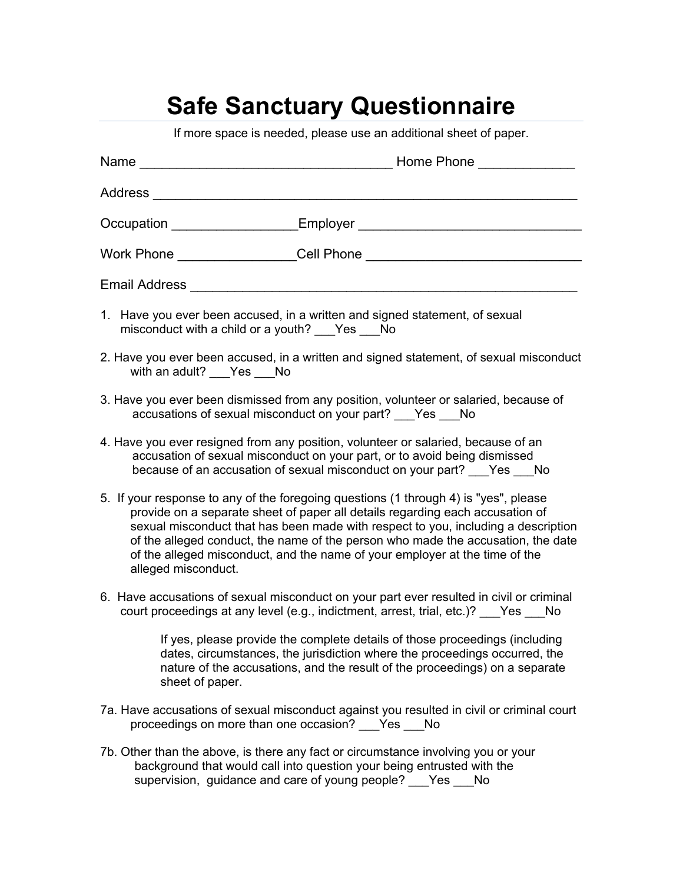# Safe Sanctuary Questionnaire

If more space is needed, please use an additional sheet of paper.

Name _________________________________ Home Phone _____________

Address ________________________________________________________

Occupation ________________Employer _____________________________

Work Phone _______________Cell Phone _____________________________

Email Address ___________________________________________________

1. Have you ever been accused, in a written and signed statement, of sexual misconduct with a child or a youth? ___Yes ___No

2. Have you ever been accused, in a written and signed statement, of sexual misconduct with an adult? ___Yes ___No

3. Have you ever been dismissed from any position, volunteer or salaried, because of accusations of sexual misconduct on your part? ___Yes ___No

4. Have you ever resigned from any position, volunteer or salaried, because of an accusation of sexual misconduct on your part, or to avoid being dismissed because of an accusation of sexual misconduct on your part? ___Yes ___No

5. If your response to any of the foregoing questions (1 through 4) is "yes", please provide on a separate sheet of paper all details regarding each accusation of sexual misconduct that has been made with respect to you, including a description of the alleged conduct, the name of the person who made the accusation, the date of the alleged misconduct, and the name of your employer at the time of the alleged misconduct.

6. Have accusations of sexual misconduct on your part ever resulted in civil or criminal court proceedings at any level (e.g., indictment, arrest, trial, etc.)? ___Yes ___No

   If yes, please provide the complete details of those proceedings (including dates, circumstances, the jurisdiction where the proceedings occurred, the nature of the accusations, and the result of the proceedings) on a separate sheet of paper.

7a. Have accusations of sexual misconduct against you resulted in civil or criminal court proceedings on more than one occasion? ___Yes ___No

7b. Other than the above, is there any fact or circumstance involving you or your background that would call into question your being entrusted with the supervision, guidance and care of young people? ___Yes ___No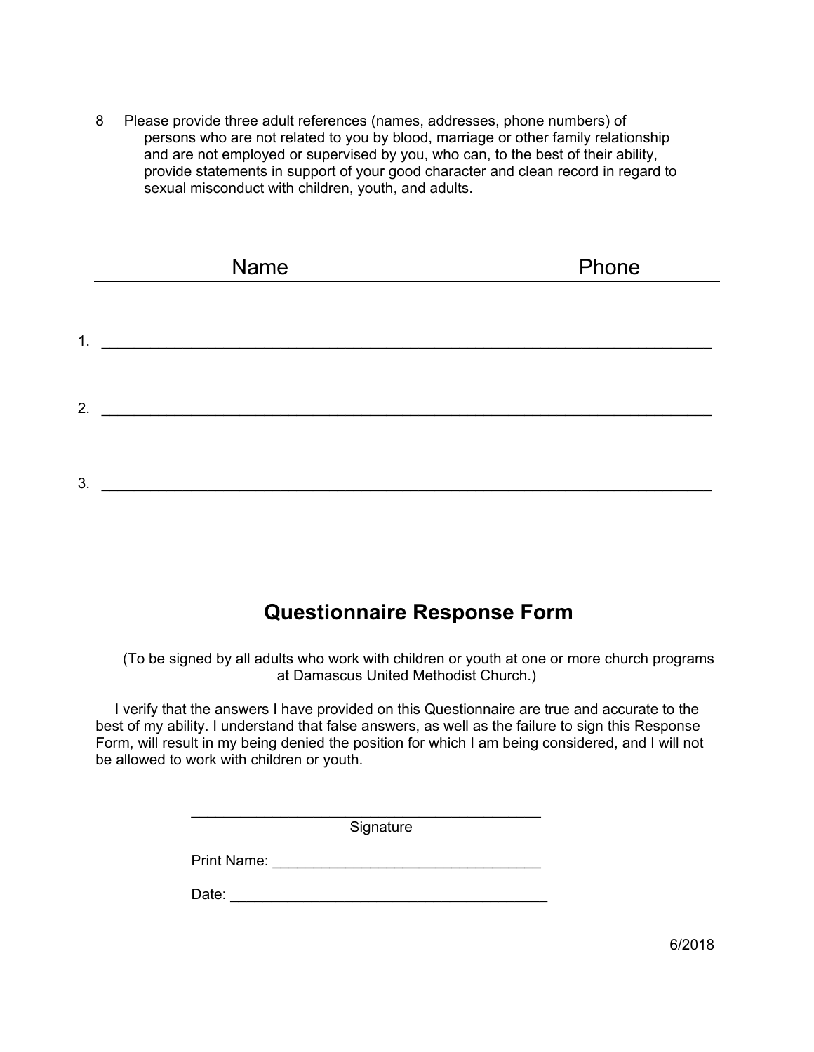8 Please provide three adult references (names, addresses, phone numbers) of persons who are not related to you by blood, marriage or other family relationship and are not employed or supervised by you, who can, to the best of their ability, provide statements in support of your good character and clean record in regard to sexual misconduct with children, youth, and adults.

| | Name | Phone |
|---|---|---|
| 1. | | |
| 2. | | |
| 3. | | |

## Questionnaire Response Form

(To be signed by all adults who work with children or youth at one or more church programs at Damascus United Methodist Church.)

I verify that the answers I have provided on this Questionnaire are true and accurate to the best of my ability. I understand that false answers, as well as the failure to sign this Response Form, will result in my being denied the position for which I am being considered, and I will not be allowed to work with children or youth.

\_\_\_\_\_\_\_\_\_\_\_\_\_\_\_\_\_\_\_\_\_\_\_\_\_\_\_\_\_\_\_\_\_\_\_\_\_\_\_\_\_\_\_\_
Signature

Print Name: \_\_\_\_\_\_\_\_\_\_\_\_\_\_\_\_\_\_\_\_\_\_\_\_\_\_\_\_\_\_\_\_

Date: \_\_\_\_\_\_\_\_\_\_\_\_\_\_\_\_\_\_\_\_\_\_\_\_\_\_\_\_\_\_\_\_\_\_\_\_\_\_\_

6/2018